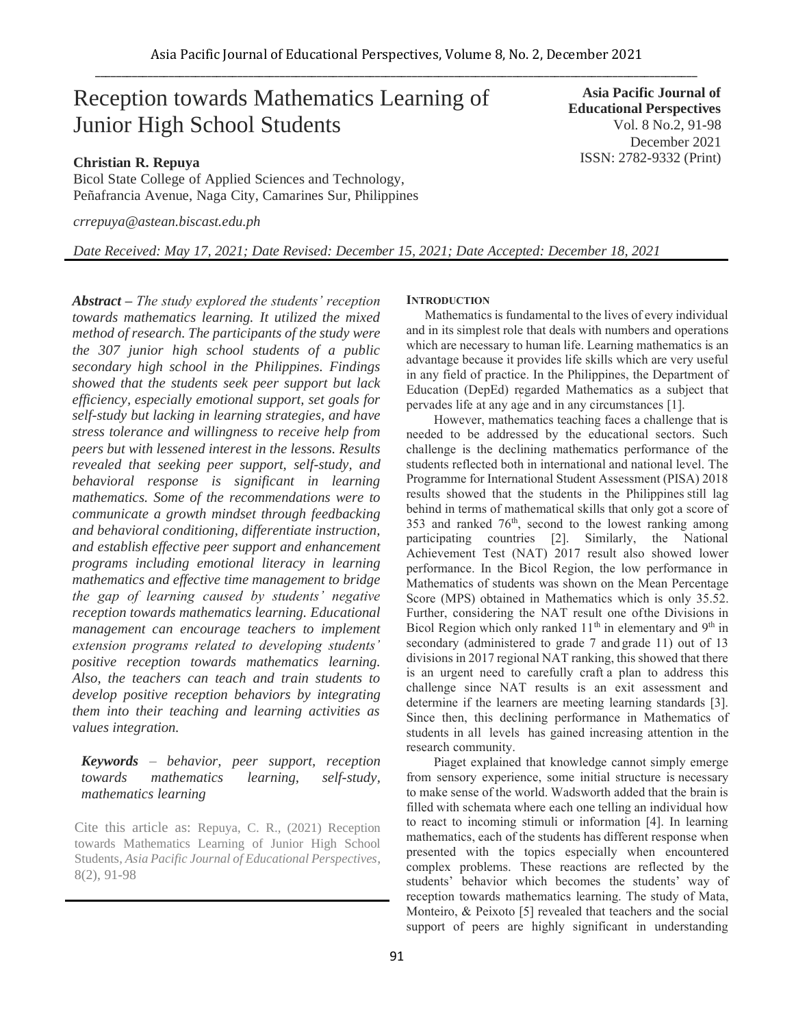# Reception towards Mathematics Learning of Junior High School Students

**Christian R. Repuya**
Bicol State College of Applied Sciences and Technology, Peñafrancia Avenue, Naga City, Camarines Sur, Philippines

*crrepuya@astean.biscast.edu.ph*

*Date Received: May 17, 2021; Date Revised: December 15, 2021; Date Accepted: December 18, 2021*

***Abstract*** *– The study explored the students' reception towards mathematics learning. It utilized the mixed method of research. The participants of the study were the 307 junior high school students of a public secondary high school in the Philippines. Findings showed that the students seek peer support but lack efficiency, especially emotional support, set goals for self-study but lacking in learning strategies, and have stress tolerance and willingness to receive help from peers but with lessened interest in the lessons. Results revealed that seeking peer support, self-study, and behavioral response is significant in learning mathematics. Some of the recommendations were to communicate a growth mindset through feedbacking and behavioral conditioning, differentiate instruction, and establish effective peer support and enhancement programs including emotional literacy in learning mathematics and effective time management to bridge the gap of learning caused by students' negative reception towards mathematics learning. Educational management can encourage teachers to implement extension programs related to developing students' positive reception towards mathematics learning. Also, the teachers can teach and train students to develop positive reception behaviors by integrating them into their teaching and learning activities as values integration.*

***Keywords*** *– behavior, peer support, reception towards mathematics learning, self-study, mathematics learning*

Cite this article as: Repuya, C. R., (2021) Reception towards Mathematics Learning of Junior High School Students, *Asia Pacific Journal of Educational Perspectives*, 8(2), 91-98

## INTRODUCTION

Mathematics is fundamental to the lives of every individual and in its simplest role that deals with numbers and operations which are necessary to human life. Learning mathematics is an advantage because it provides life skills which are very useful in any field of practice. In the Philippines, the Department of Education (DepEd) regarded Mathematics as a subject that pervades life at any age and in any circumstances [1].

However, mathematics teaching faces a challenge that is needed to be addressed by the educational sectors. Such challenge is the declining mathematics performance of the students reflected both in international and national level. The Programme for International Student Assessment (PISA) 2018 results showed that the students in the Philippines still lag behind in terms of mathematical skills that only got a score of 353 and ranked 76th, second to the lowest ranking among participating countries [2]. Similarly, the National Achievement Test (NAT) 2017 result also showed lower performance. In the Bicol Region, the low performance in Mathematics of students was shown on the Mean Percentage Score (MPS) obtained in Mathematics which is only 35.52. Further, considering the NAT result one ofthe Divisions in Bicol Region which only ranked 11th in elementary and 9th in secondary (administered to grade 7 and grade 11) out of 13 divisions in 2017 regional NAT ranking, this showed that there is an urgent need to carefully craft a plan to address this challenge since NAT results is an exit assessment and determine if the learners are meeting learning standards [3]. Since then, this declining performance in Mathematics of students in all levels has gained increasing attention in the research community.

Piaget explained that knowledge cannot simply emerge from sensory experience, some initial structure is necessary to make sense of the world. Wadsworth added that the brain is filled with schemata where each one telling an individual how to react to incoming stimuli or information [4]. In learning mathematics, each of the students has different response when presented with the topics especially when encountered complex problems. These reactions are reflected by the students' behavior which becomes the students' way of reception towards mathematics learning. The study of Mata, Monteiro, & Peixoto [5] revealed that teachers and the social support of peers are highly significant in understanding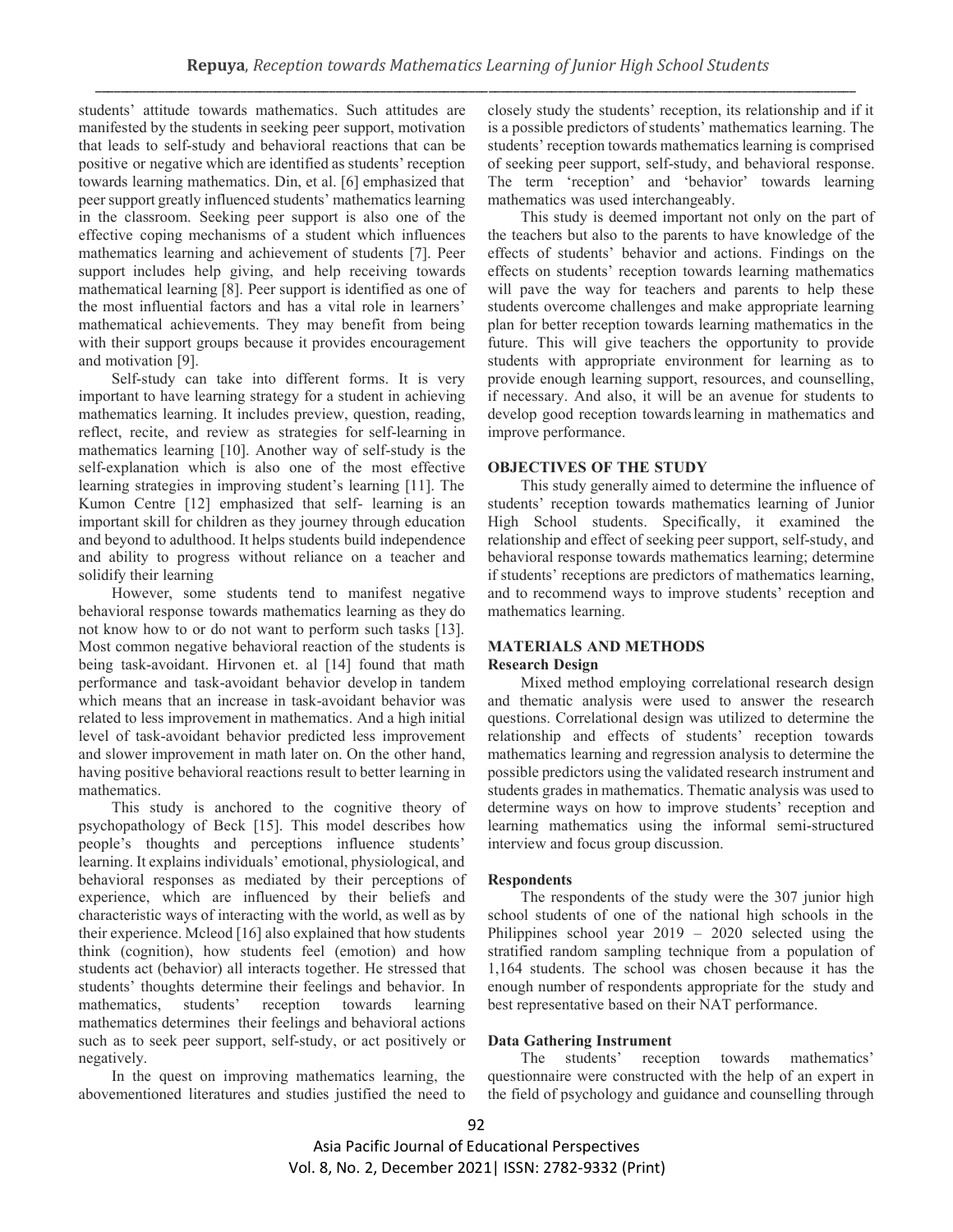students' attitude towards mathematics. Such attitudes are manifested by the students in seeking peer support, motivation that leads to self-study and behavioral reactions that can be positive or negative which are identified as students' reception towards learning mathematics. Din, et al. [6] emphasized that peer support greatly influenced students' mathematics learning in the classroom. Seeking peer support is also one of the effective coping mechanisms of a student which influences mathematics learning and achievement of students [7]. Peer support includes help giving, and help receiving towards mathematical learning [8]. Peer support is identified as one of the most influential factors and has a vital role in learners' mathematical achievements. They may benefit from being with their support groups because it provides encouragement and motivation [9].

Self-study can take into different forms. It is very important to have learning strategy for a student in achieving mathematics learning. It includes preview, question, reading, reflect, recite, and review as strategies for self-learning in mathematics learning [10]. Another way of self-study is the self-explanation which is also one of the most effective learning strategies in improving student's learning [11]. The Kumon Centre [12] emphasized that self- learning is an important skill for children as they journey through education and beyond to adulthood. It helps students build independence and ability to progress without reliance on a teacher and solidify their learning

However, some students tend to manifest negative behavioral response towards mathematics learning as they do not know how to or do not want to perform such tasks [13]. Most common negative behavioral reaction of the students is being task-avoidant. Hirvonen et. al [14] found that math performance and task-avoidant behavior develop in tandem which means that an increase in task-avoidant behavior was related to less improvement in mathematics. And a high initial level of task-avoidant behavior predicted less improvement and slower improvement in math later on. On the other hand, having positive behavioral reactions result to better learning in mathematics.

This study is anchored to the cognitive theory of psychopathology of Beck [15]. This model describes how people's thoughts and perceptions influence students' learning. It explains individuals' emotional, physiological, and behavioral responses as mediated by their perceptions of experience, which are influenced by their beliefs and characteristic ways of interacting with the world, as well as by their experience. Mcleod [16] also explained that how students think (cognition), how students feel (emotion) and how students act (behavior) all interacts together. He stressed that students' thoughts determine their feelings and behavior. In mathematics, students' reception towards learning mathematics determines their feelings and behavioral actions such as to seek peer support, self-study, or act positively or negatively.

In the quest on improving mathematics learning, the abovementioned literatures and studies justified the need to closely study the students' reception, its relationship and if it is a possible predictors of students' mathematics learning. The students' reception towards mathematics learning is comprised of seeking peer support, self-study, and behavioral response. The term 'reception' and 'behavior' towards learning mathematics was used interchangeably.

This study is deemed important not only on the part of the teachers but also to the parents to have knowledge of the effects of students' behavior and actions. Findings on the effects on students' reception towards learning mathematics will pave the way for teachers and parents to help these students overcome challenges and make appropriate learning plan for better reception towards learning mathematics in the future. This will give teachers the opportunity to provide students with appropriate environment for learning as to provide enough learning support, resources, and counselling, if necessary. And also, it will be an avenue for students to develop good reception towards learning in mathematics and improve performance.

## OBJECTIVES OF THE STUDY

This study generally aimed to determine the influence of students' reception towards mathematics learning of Junior High School students. Specifically, it examined the relationship and effect of seeking peer support, self-study, and behavioral response towards mathematics learning; determine if students' receptions are predictors of mathematics learning, and to recommend ways to improve students' reception and mathematics learning.

## MATERIALS AND METHODS

### Research Design

Mixed method employing correlational research design and thematic analysis were used to answer the research questions. Correlational design was utilized to determine the relationship and effects of students' reception towards mathematics learning and regression analysis to determine the possible predictors using the validated research instrument and students grades in mathematics. Thematic analysis was used to determine ways on how to improve students' reception and learning mathematics using the informal semi-structured interview and focus group discussion.

### Respondents

The respondents of the study were the 307 junior high school students of one of the national high schools in the Philippines school year 2019 – 2020 selected using the stratified random sampling technique from a population of 1,164 students. The school was chosen because it has the enough number of respondents appropriate for the study and best representative based on their NAT performance.

### Data Gathering Instrument

The students' reception towards mathematics' questionnaire were constructed with the help of an expert in the field of psychology and guidance and counselling through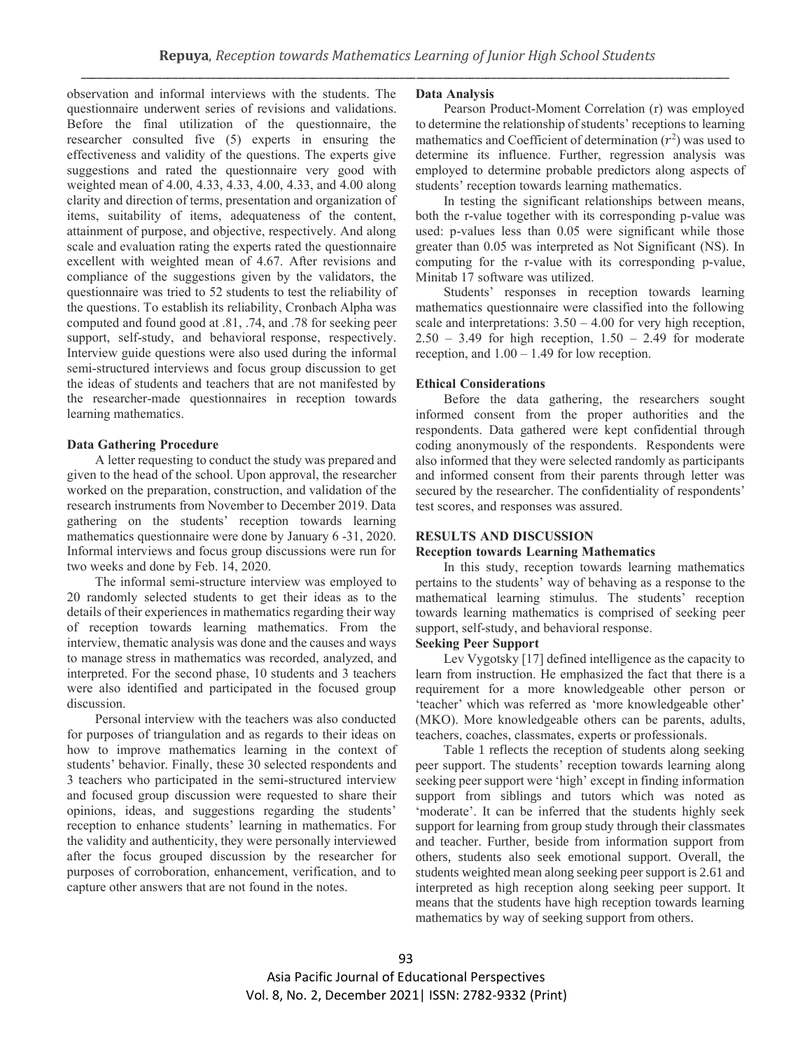observation and informal interviews with the students. The questionnaire underwent series of revisions and validations. Before the final utilization of the questionnaire, the researcher consulted five (5) experts in ensuring the effectiveness and validity of the questions. The experts give suggestions and rated the questionnaire very good with weighted mean of 4.00, 4.33, 4.33, 4.00, 4.33, and 4.00 along clarity and direction of terms, presentation and organization of items, suitability of items, adequateness of the content, attainment of purpose, and objective, respectively. And along scale and evaluation rating the experts rated the questionnaire excellent with weighted mean of 4.67. After revisions and compliance of the suggestions given by the validators, the questionnaire was tried to 52 students to test the reliability of the questions. To establish its reliability, Cronbach Alpha was computed and found good at .81, .74, and .78 for seeking peer support, self-study, and behavioral response, respectively. Interview guide questions were also used during the informal semi-structured interviews and focus group discussion to get the ideas of students and teachers that are not manifested by the researcher-made questionnaires in reception towards learning mathematics.

### Data Gathering Procedure

A letter requesting to conduct the study was prepared and given to the head of the school. Upon approval, the researcher worked on the preparation, construction, and validation of the research instruments from November to December 2019. Data gathering on the students' reception towards learning mathematics questionnaire were done by January 6 -31, 2020. Informal interviews and focus group discussions were run for two weeks and done by Feb. 14, 2020.

The informal semi-structure interview was employed to 20 randomly selected students to get their ideas as to the details of their experiences in mathematics regarding their way of reception towards learning mathematics. From the interview, thematic analysis was done and the causes and ways to manage stress in mathematics was recorded, analyzed, and interpreted. For the second phase, 10 students and 3 teachers were also identified and participated in the focused group discussion.

Personal interview with the teachers was also conducted for purposes of triangulation and as regards to their ideas on how to improve mathematics learning in the context of students' behavior. Finally, these 30 selected respondents and 3 teachers who participated in the semi-structured interview and focused group discussion were requested to share their opinions, ideas, and suggestions regarding the students' reception to enhance students' learning in mathematics. For the validity and authenticity, they were personally interviewed after the focus grouped discussion by the researcher for purposes of corroboration, enhancement, verification, and to capture other answers that are not found in the notes.

### Data Analysis

Pearson Product-Moment Correlation (r) was employed to determine the relationship of students' receptions to learning mathematics and Coefficient of determination ($r^2$) was used to determine its influence. Further, regression analysis was employed to determine probable predictors along aspects of students' reception towards learning mathematics.

In testing the significant relationships between means, both the r-value together with its corresponding p-value was used: p-values less than 0.05 were significant while those greater than 0.05 was interpreted as Not Significant (NS). In computing for the r-value with its corresponding p-value, Minitab 17 software was utilized.

Students' responses in reception towards learning mathematics questionnaire were classified into the following scale and interpretations: 3.50 – 4.00 for very high reception, 2.50 – 3.49 for high reception, 1.50 – 2.49 for moderate reception, and 1.00 – 1.49 for low reception.

### Ethical Considerations

Before the data gathering, the researchers sought informed consent from the proper authorities and the respondents. Data gathered were kept confidential through coding anonymously of the respondents. Respondents were also informed that they were selected randomly as participants and informed consent from their parents through letter was secured by the researcher. The confidentiality of respondents' test scores, and responses was assured.

## RESULTS AND DISCUSSION

### Reception towards Learning Mathematics

In this study, reception towards learning mathematics pertains to the students' way of behaving as a response to the mathematical learning stimulus. The students' reception towards learning mathematics is comprised of seeking peer support, self-study, and behavioral response.

### Seeking Peer Support

Lev Vygotsky [17] defined intelligence as the capacity to learn from instruction. He emphasized the fact that there is a requirement for a more knowledgeable other person or 'teacher' which was referred as 'more knowledgeable other' (MKO). More knowledgeable others can be parents, adults, teachers, coaches, classmates, experts or professionals.

Table 1 reflects the reception of students along seeking peer support. The students' reception towards learning along seeking peer support were 'high' except in finding information support from siblings and tutors which was noted as 'moderate'. It can be inferred that the students highly seek support for learning from group study through their classmates and teacher. Further, beside from information support from others, students also seek emotional support. Overall, the students weighted mean along seeking peer support is 2.61 and interpreted as high reception along seeking peer support. It means that the students have high reception towards learning mathematics by way of seeking support from others.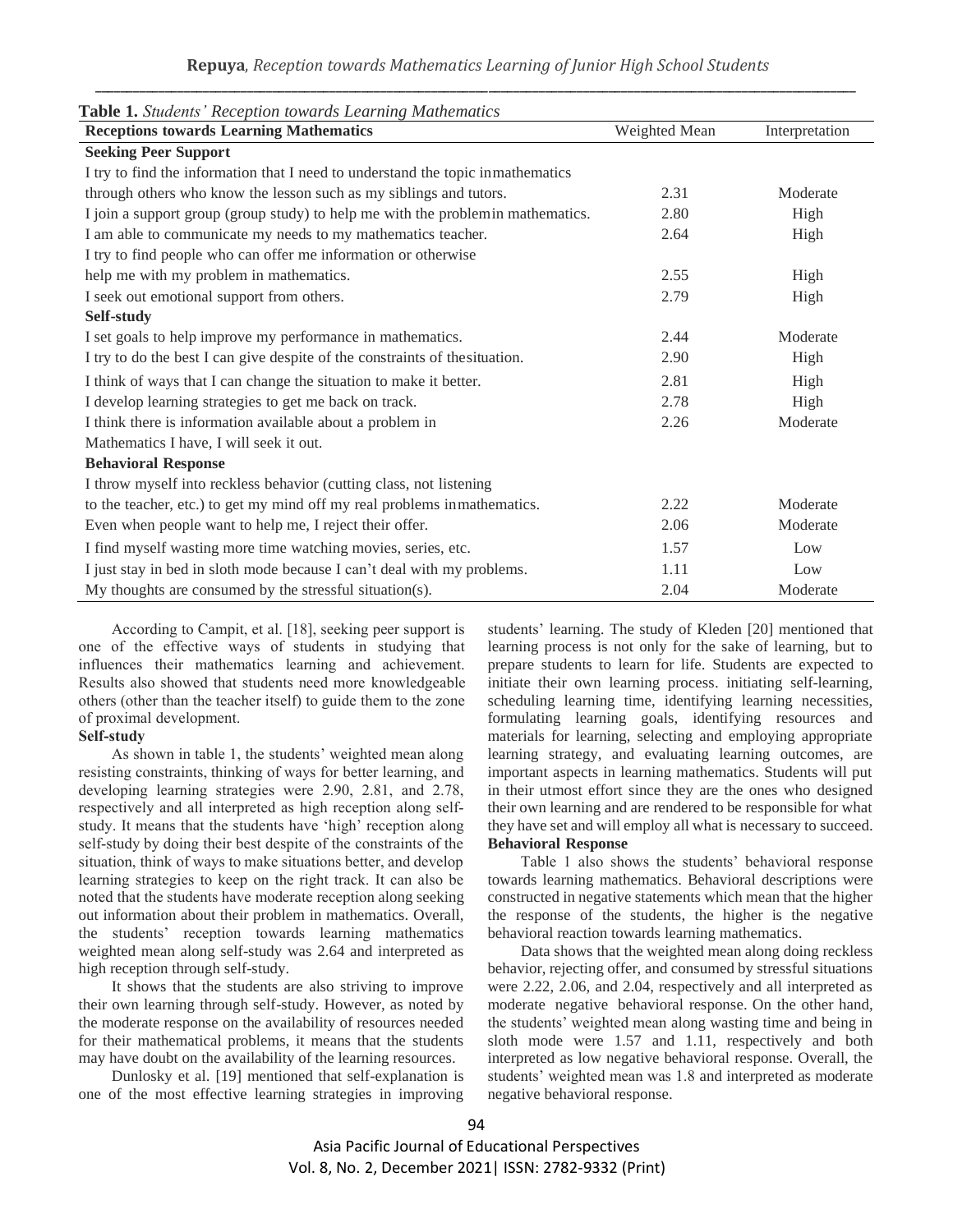**Table 1.** *Students' Reception towards Learning Mathematics*

| Receptions towards Learning Mathematics | Weighted Mean | Interpretation |
|---|---|---|
| **Seeking Peer Support** | | |
| I try to find the information that I need to understand the topic inmathematics through others who know the lesson such as my siblings and tutors. | 2.31 | Moderate |
| I join a support group (group study) to help me with the problemin mathematics. | 2.80 | High |
| I am able to communicate my needs to my mathematics teacher. | 2.64 | High |
| I try to find people who can offer me information or otherwise help me with my problem in mathematics. | 2.55 | High |
| I seek out emotional support from others. | 2.79 | High |
| **Self-study** | | |
| I set goals to help improve my performance in mathematics. | 2.44 | Moderate |
| I try to do the best I can give despite of the constraints of thesituation. | 2.90 | High |
| I think of ways that I can change the situation to make it better. | 2.81 | High |
| I develop learning strategies to get me back on track. | 2.78 | High |
| I think there is information available about a problem in Mathematics I have, I will seek it out. | 2.26 | Moderate |
| **Behavioral Response** | | |
| I throw myself into reckless behavior (cutting class, not listening to the teacher, etc.) to get my mind off my real problems inmathematics. | 2.22 | Moderate |
| Even when people want to help me, I reject their offer. | 2.06 | Moderate |
| I find myself wasting more time watching movies, series, etc. | 1.57 | Low |
| I just stay in bed in sloth mode because I can't deal with my problems. | 1.11 | Low |
| My thoughts are consumed by the stressful situation(s). | 2.04 | Moderate |

According to Campit, et al. [18], seeking peer support is one of the effective ways of students in studying that influences their mathematics learning and achievement. Results also showed that students need more knowledgeable others (other than the teacher itself) to guide them to the zone of proximal development.

**Self-study**

As shown in table 1, the students' weighted mean along resisting constraints, thinking of ways for better learning, and developing learning strategies were 2.90, 2.81, and 2.78, respectively and all interpreted as high reception along self-study. It means that the students have 'high' reception along self-study by doing their best despite of the constraints of the situation, think of ways to make situations better, and develop learning strategies to keep on the right track. It can also be noted that the students have moderate reception along seeking out information about their problem in mathematics. Overall, the students' reception towards learning mathematics weighted mean along self-study was 2.64 and interpreted as high reception through self-study.

It shows that the students are also striving to improve their own learning through self-study. However, as noted by the moderate response on the availability of resources needed for their mathematical problems, it means that the students may have doubt on the availability of the learning resources.

Dunlosky et al. [19] mentioned that self-explanation is one of the most effective learning strategies in improving students' learning. The study of Kleden [20] mentioned that learning process is not only for the sake of learning, but to prepare students to learn for life. Students are expected to initiate their own learning process. initiating self-learning, scheduling learning time, identifying learning necessities, formulating learning goals, identifying resources and materials for learning, selecting and employing appropriate learning strategy, and evaluating learning outcomes, are important aspects in learning mathematics. Students will put in their utmost effort since they are the ones who designed their own learning and are rendered to be responsible for what they have set and will employ all what is necessary to succeed.

**Behavioral Response**

Table 1 also shows the students' behavioral response towards learning mathematics. Behavioral descriptions were constructed in negative statements which mean that the higher the response of the students, the higher is the negative behavioral reaction towards learning mathematics.

Data shows that the weighted mean along doing reckless behavior, rejecting offer, and consumed by stressful situations were 2.22, 2.06, and 2.04, respectively and all interpreted as moderate negative behavioral response. On the other hand, the students' weighted mean along wasting time and being in sloth mode were 1.57 and 1.11, respectively and both interpreted as low negative behavioral response. Overall, the students' weighted mean was 1.8 and interpreted as moderate negative behavioral response.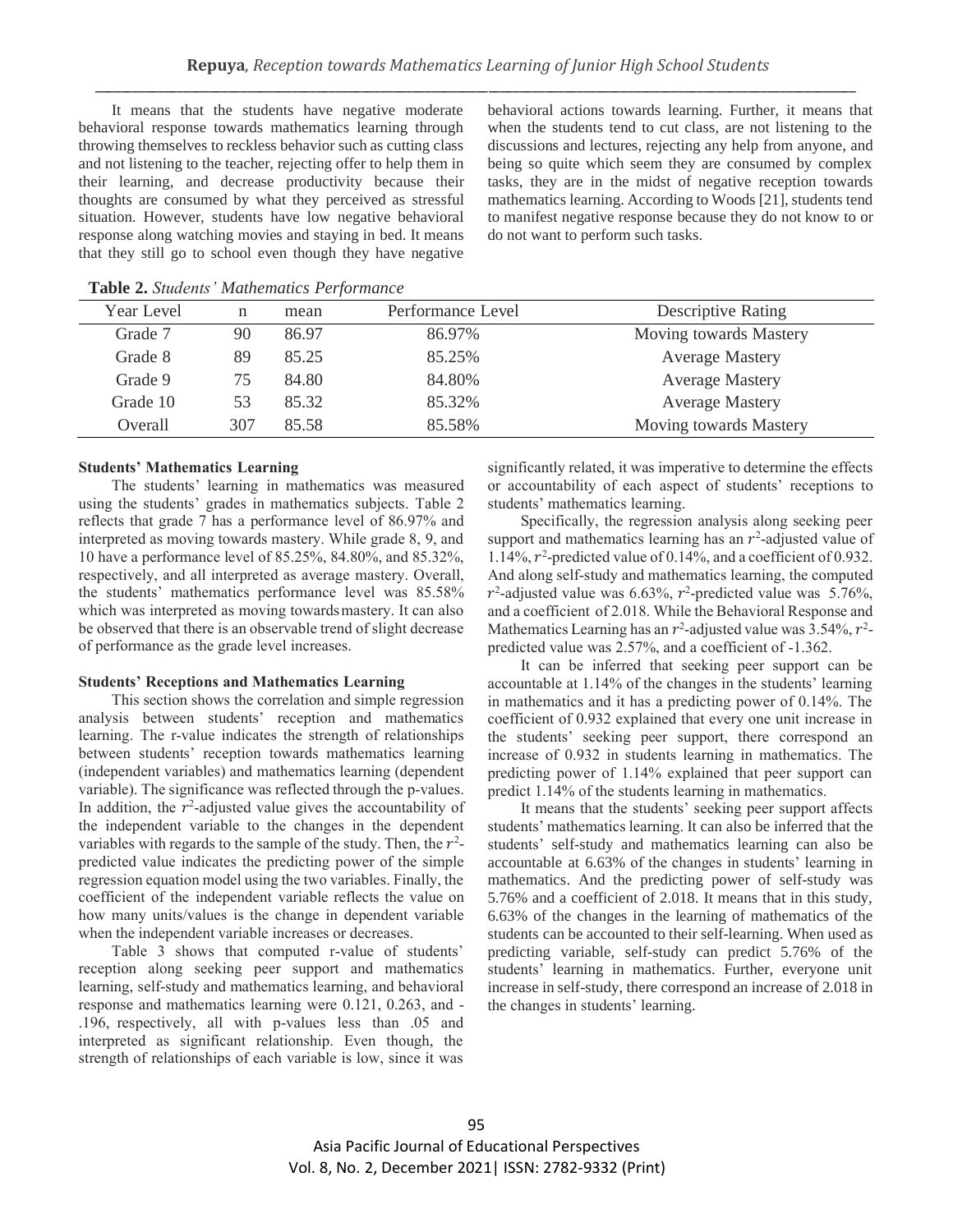It means that the students have negative moderate behavioral response towards mathematics learning through throwing themselves to reckless behavior such as cutting class and not listening to the teacher, rejecting offer to help them in their learning, and decrease productivity because their thoughts are consumed by what they perceived as stressful situation. However, students have low negative behavioral response along watching movies and staying in bed. It means that they still go to school even though they have negative behavioral actions towards learning. Further, it means that when the students tend to cut class, are not listening to the discussions and lectures, rejecting any help from anyone, and being so quite which seem they are consumed by complex tasks, they are in the midst of negative reception towards mathematics learning. According to Woods [21], students tend to manifest negative response because they do not know to or do not want to perform such tasks.

**Table 2.** *Students' Mathematics Performance*

| Year Level | n | mean | Performance Level | Descriptive Rating |
|---|---|---|---|---|
| Grade 7 | 90 | 86.97 | 86.97% | Moving towards Mastery |
| Grade 8 | 89 | 85.25 | 85.25% | Average Mastery |
| Grade 9 | 75 | 84.80 | 84.80% | Average Mastery |
| Grade 10 | 53 | 85.32 | 85.32% | Average Mastery |
| Overall | 307 | 85.58 | 85.58% | Moving towards Mastery |

**Students' Mathematics Learning**

The students' learning in mathematics was measured using the students' grades in mathematics subjects. Table 2 reflects that grade 7 has a performance level of 86.97% and interpreted as moving towards mastery. While grade 8, 9, and 10 have a performance level of 85.25%, 84.80%, and 85.32%, respectively, and all interpreted as average mastery. Overall, the students' mathematics performance level was 85.58% which was interpreted as moving towards mastery. It can also be observed that there is an observable trend of slight decrease of performance as the grade level increases.

**Students' Receptions and Mathematics Learning**

This section shows the correlation and simple regression analysis between students' reception and mathematics learning. The r-value indicates the strength of relationships between students' reception towards mathematics learning (independent variables) and mathematics learning (dependent variable). The significance was reflected through the p-values. In addition, the $r^2$-adjusted value gives the accountability of the independent variable to the changes in the dependent variables with regards to the sample of the study. Then, the $r^2$-predicted value indicates the predicting power of the simple regression equation model using the two variables. Finally, the coefficient of the independent variable reflects the value on how many units/values is the change in dependent variable when the independent variable increases or decreases.

Table 3 shows that computed r-value of students' reception along seeking peer support and mathematics learning, self-study and mathematics learning, and behavioral response and mathematics learning were 0.121, 0.263, and -.196, respectively, all with p-values less than .05 and interpreted as significant relationship. Even though, the strength of relationships of each variable is low, since it was significantly related, it was imperative to determine the effects or accountability of each aspect of students' receptions to students' mathematics learning.

Specifically, the regression analysis along seeking peer support and mathematics learning has an $r^2$-adjusted value of 1.14%, $r^2$-predicted value of 0.14%, and a coefficient of 0.932. And along self-study and mathematics learning, the computed $r^2$-adjusted value was 6.63%, $r^2$-predicted value was 5.76%, and a coefficient of 2.018. While the Behavioral Response and Mathematics Learning has an $r^2$-adjusted value was 3.54%, $r^2$-predicted value was 2.57%, and a coefficient of -1.362.

It can be inferred that seeking peer support can be accountable at 1.14% of the changes in the students' learning in mathematics and it has a predicting power of 0.14%. The coefficient of 0.932 explained that every one unit increase in the students' seeking peer support, there correspond an increase of 0.932 in students learning in mathematics. The predicting power of 1.14% explained that peer support can predict 1.14% of the students learning in mathematics.

It means that the students' seeking peer support affects students' mathematics learning. It can also be inferred that the students' self-study and mathematics learning can also be accountable at 6.63% of the changes in students' learning in mathematics. And the predicting power of self-study was 5.76% and a coefficient of 2.018. It means that in this study, 6.63% of the changes in the learning of mathematics of the students can be accounted to their self-learning. When used as predicting variable, self-study can predict 5.76% of the students' learning in mathematics. Further, everyone unit increase in self-study, there correspond an increase of 2.018 in the changes in students' learning.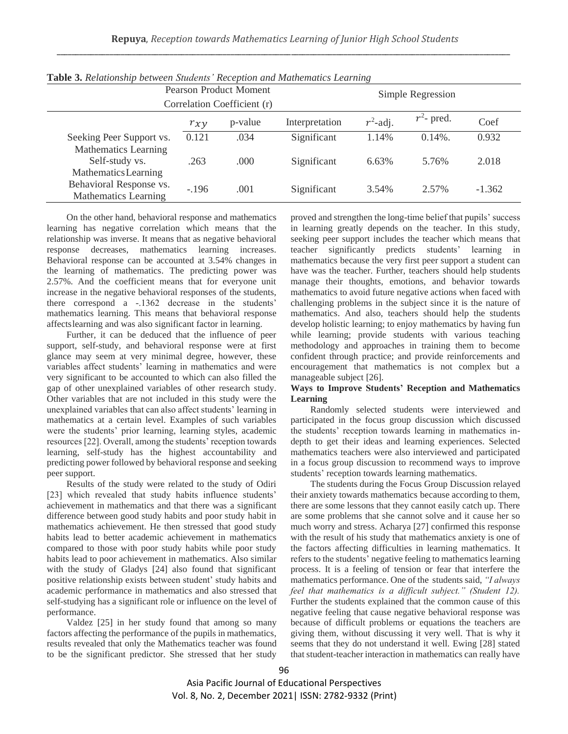**Table 3.** *Relationship between Students' Reception and Mathematics Learning*

| | Pearson Product Moment Correlation Coefficient (r) | | | Simple Regression | | |
|---|---|---|---|---|---|---|
| | $r_{xy}$ | p-value | Interpretation | $r^2$-adj. | $r^2$- pred. | Coef |
| Seeking Peer Support vs. Mathematics Learning | 0.121 | .034 | Significant | 1.14% | 0.14%. | 0.932 |
| Self-study vs. Mathematics Learning | .263 | .000 | Significant | 6.63% | 5.76% | 2.018 |
| Behavioral Response vs. Mathematics Learning | -.196 | .001 | Significant | 3.54% | 2.57% | -1.362 |

On the other hand, behavioral response and mathematics learning has negative correlation which means that the relationship was inverse. It means that as negative behavioral response decreases, mathematics learning increases. Behavioral response can be accounted at 3.54% changes in the learning of mathematics. The predicting power was 2.57%. And the coefficient means that for everyone unit increase in the negative behavioral responses of the students, there correspond a -.1362 decrease in the students' mathematics learning. This means that behavioral response affectslearning and was also significant factor in learning.

Further, it can be deduced that the influence of peer support, self-study, and behavioral response were at first glance may seem at very minimal degree, however, these variables affect students' learning in mathematics and were very significant to be accounted to which can also filled the gap of other unexplained variables of other research study. Other variables that are not included in this study were the unexplained variables that can also affect students' learning in mathematics at a certain level. Examples of such variables were the students' prior learning, learning styles, academic resources [22]. Overall, among the students' reception towards learning, self-study has the highest accountability and predicting power followed by behavioral response and seeking peer support.

Results of the study were related to the study of Odiri [23] which revealed that study habits influence students' achievement in mathematics and that there was a significant difference between good study habits and poor study habit in mathematics achievement. He then stressed that good study habits lead to better academic achievement in mathematics compared to those with poor study habits while poor study habits lead to poor achievement in mathematics. Also similar with the study of Gladys [24] also found that significant positive relationship exists between student' study habits and academic performance in mathematics and also stressed that self-studying has a significant role or influence on the level of performance.

Valdez [25] in her study found that among so many factors affecting the performance of the pupils in mathematics, results revealed that only the Mathematics teacher was found to be the significant predictor. She stressed that her study proved and strengthen the long-time belief that pupils' success in learning greatly depends on the teacher. In this study, seeking peer support includes the teacher which means that teacher significantly predicts students' learning in mathematics because the very first peer support a student can have was the teacher. Further, teachers should help students manage their thoughts, emotions, and behavior towards mathematics to avoid future negative actions when faced with challenging problems in the subject since it is the nature of mathematics. And also, teachers should help the students develop holistic learning; to enjoy mathematics by having fun while learning; provide students with various teaching methodology and approaches in training them to become confident through practice; and provide reinforcements and encouragement that mathematics is not complex but a manageable subject [26].

**Ways to Improve Students' Reception and Mathematics Learning**

Randomly selected students were interviewed and participated in the focus group discussion which discussed the students' reception towards learning in mathematics in-depth to get their ideas and learning experiences. Selected mathematics teachers were also interviewed and participated in a focus group discussion to recommend ways to improve students' reception towards learning mathematics.

The students during the Focus Group Discussion relayed their anxiety towards mathematics because according to them, there are some lessons that they cannot easily catch up. There are some problems that she cannot solve and it cause her so much worry and stress. Acharya [27] confirmed this response with the result of his study that mathematics anxiety is one of the factors affecting difficulties in learning mathematics. It refers to the students' negative feeling to mathematics learning process. It is a feeling of tension or fear that interfere the mathematics performance. One of the students said, *"I always feel that mathematics is a difficult subject." (Student 12).* Further the students explained that the common cause of this negative feeling that cause negative behavioral response was because of difficult problems or equations the teachers are giving them, without discussing it very well. That is why it seems that they do not understand it well. Ewing [28] stated that student-teacher interaction in mathematics can really have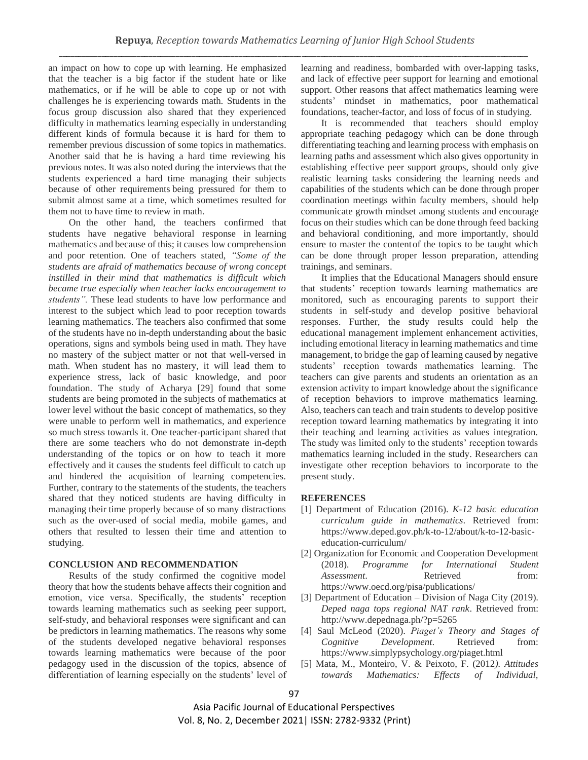an impact on how to cope up with learning. He emphasized that the teacher is a big factor if the student hate or like mathematics, or if he will be able to cope up or not with challenges he is experiencing towards math. Students in the focus group discussion also shared that they experienced difficulty in mathematics learning especially in understanding different kinds of formula because it is hard for them to remember previous discussion of some topics in mathematics. Another said that he is having a hard time reviewing his previous notes. It was also noted during the interviews that the students experienced a hard time managing their subjects because of other requirements being pressured for them to submit almost same at a time, which sometimes resulted for them not to have time to review in math.

On the other hand, the teachers confirmed that students have negative behavioral response in learning mathematics and because of this; it causes low comprehension and poor retention. One of teachers stated, *"Some of the students are afraid of mathematics because of wrong concept instilled in their mind that mathematics is difficult which became true especially when teacher lacks encouragement to students".* These lead students to have low performance and interest to the subject which lead to poor reception towards learning mathematics. The teachers also confirmed that some of the students have no in-depth understanding about the basic operations, signs and symbols being used in math. They have no mastery of the subject matter or not that well-versed in math. When student has no mastery, it will lead them to experience stress, lack of basic knowledge, and poor foundation. The study of Acharya [29] found that some students are being promoted in the subjects of mathematics at lower level without the basic concept of mathematics, so they were unable to perform well in mathematics, and experience so much stress towards it. One teacher-participant shared that there are some teachers who do not demonstrate in-depth understanding of the topics or on how to teach it more effectively and it causes the students feel difficult to catch up and hindered the acquisition of learning competencies. Further, contrary to the statements of the students, the teachers shared that they noticed students are having difficulty in managing their time properly because of so many distractions such as the over-used of social media, mobile games, and others that resulted to lessen their time and attention to studying.

## CONCLUSION AND RECOMMENDATION

Results of the study confirmed the cognitive model theory that how the students behave affects their cognition and emotion, vice versa. Specifically, the students' reception towards learning mathematics such as seeking peer support, self-study, and behavioral responses were significant and can be predictors in learning mathematics. The reasons why some of the students developed negative behavioral responses towards learning mathematics were because of the poor pedagogy used in the discussion of the topics, absence of differentiation of learning especially on the students' level of learning and readiness, bombarded with over-lapping tasks, and lack of effective peer support for learning and emotional support. Other reasons that affect mathematics learning were students' mindset in mathematics, poor mathematical foundations, teacher-factor, and loss of focus of in studying.

It is recommended that teachers should employ appropriate teaching pedagogy which can be done through differentiating teaching and learning process with emphasis on learning paths and assessment which also gives opportunity in establishing effective peer support groups, should only give realistic learning tasks considering the learning needs and capabilities of the students which can be done through proper coordination meetings within faculty members, should help communicate growth mindset among students and encourage focus on their studies which can be done through feed backing and behavioral conditioning, and more importantly, should ensure to master the content of the topics to be taught which can be done through proper lesson preparation, attending trainings, and seminars.

It implies that the Educational Managers should ensure that students' reception towards learning mathematics are monitored, such as encouraging parents to support their students in self-study and develop positive behavioral responses. Further, the study results could help the educational management implement enhancement activities, including emotional literacy in learning mathematics and time management, to bridge the gap of learning caused by negative students' reception towards mathematics learning. The teachers can give parents and students an orientation as an extension activity to impart knowledge about the significance of reception behaviors to improve mathematics learning. Also, teachers can teach and train students to develop positive reception toward learning mathematics by integrating it into their teaching and learning activities as values integration. The study was limited only to the students' reception towards mathematics learning included in the study. Researchers can investigate other reception behaviors to incorporate to the present study.

## REFERENCES

[1] Department of Education (2016). *K-12 basic education curriculum guide in mathematics*. Retrieved from: https://www.deped.gov.ph/k-to-12/about/k-to-12-basic-education-curriculum/

[2] Organization for Economic and Cooperation Development (2018). *Programme for International Student Assessment*. Retrieved from: https://www.oecd.org/pisa/publications/

[3] Department of Education – Division of Naga City (2019). *Deped naga tops regional NAT rank*. Retrieved from: http://www.depednaga.ph/?p=5265

[4] Saul McLeod (2020). *Piaget's Theory and Stages of Cognitive Development*. Retrieved from: https://www.simplypsychology.org/piaget.html

[5] Mata, M., Monteiro, V. & Peixoto, F. (2012). *Attitudes towards Mathematics: Effects of Individual,*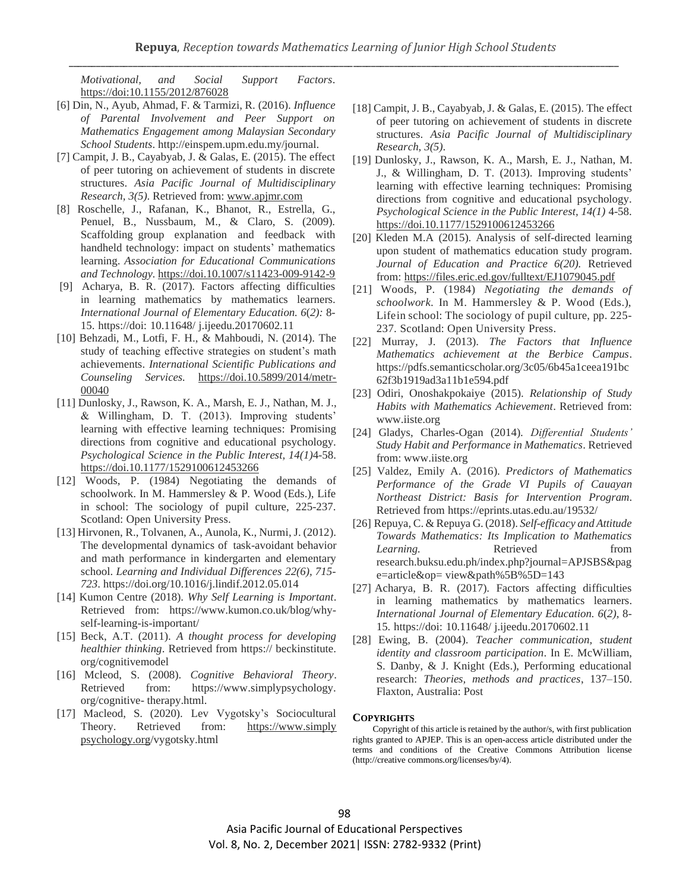*Motivational, and Social Support Factors*. https://doi:10.1155/2012/876028

[6] Din, N., Ayub, Ahmad, F. & Tarmizi, R. (2016). *Influence of Parental Involvement and Peer Support on Mathematics Engagement among Malaysian Secondary School Students*. http://einspem.upm.edu.my/journal.

[7] Campit, J. B., Cayabyab, J. & Galas, E. (2015). The effect of peer tutoring on achievement of students in discrete structures. *Asia Pacific Journal of Multidisciplinary Research, 3(5)*. Retrieved from: www.apjmr.com

[8] Roschelle, J., Rafanan, K., Bhanot, R., Estrella, G., Penuel, B., Nussbaum, M., & Claro, S. (2009). Scaffolding group explanation and feedback with handheld technology: impact on students' mathematics learning. *Association for Educational Communications and Technology*. https://doi.10.1007/s11423-009-9142-9

[9] Acharya, B. R. (2017). Factors affecting difficulties in learning mathematics by mathematics learners. *International Journal of Elementary Education. 6(2):* 8-15. https://doi: 10.11648/ j.ijeedu.20170602.11

[10] Behzadi, M., Lotfi, F. H., & Mahboudi, N. (2014). The study of teaching effective strategies on student's math achievements. *International Scientific Publications and Counseling Services.* https://doi.10.5899/2014/metr-00040

[11] Dunlosky, J., Rawson, K. A., Marsh, E. J., Nathan, M. J., & Willingham, D. T. (2013). Improving students' learning with effective learning techniques: Promising directions from cognitive and educational psychology. *Psychological Science in the Public Interest, 14(1)*4-58. https://doi.10.1177/1529100612453266

[12] Woods, P. (1984) Negotiating the demands of schoolwork. In M. Hammersley & P. Wood (Eds.), Life in school: The sociology of pupil culture, 225-237. Scotland: Open University Press.

[13] Hirvonen, R., Tolvanen, A., Aunola, K., Nurmi, J. (2012). The developmental dynamics of task-avoidant behavior and math performance in kindergarten and elementary school. *Learning and Individual Differences 22(6), 715-723*. https://doi.org/10.1016/j.lindif.2012.05.014

[14] Kumon Centre (2018). *Why Self Learning is Important*. Retrieved from: https://www.kumon.co.uk/blog/why-self-learning-is-important/

[15] Beck, A.T. (2011). *A thought process for developing healthier thinking*. Retrieved from https:// beckinstitute.org/cognitivemodel

[16] Mcleod, S. (2008). *Cognitive Behavioral Theory*. Retrieved from: https://www.simplypsychology.org/cognitive- therapy.html.

[17] Macleod, S. (2020). Lev Vygotsky's Sociocultural Theory. Retrieved from: https://www.simplypsychology.org/vygotsky.html

[18] Campit, J. B., Cayabyab, J. & Galas, E. (2015). The effect of peer tutoring on achievement of students in discrete structures. *Asia Pacific Journal of Multidisciplinary Research, 3(5)*.

[19] Dunlosky, J., Rawson, K. A., Marsh, E. J., Nathan, M. J., & Willingham, D. T. (2013). Improving students' learning with effective learning techniques: Promising directions from cognitive and educational psychology. *Psychological Science in the Public Interest, 14(1)* 4-58. https://doi.10.1177/1529100612453266

[20] Kleden M.A (2015). Analysis of self-directed learning upon student of mathematics education study program. *Journal of Education and Practice 6(20).* Retrieved from: https://files.eric.ed.gov/fulltext/EJ1079045.pdf

[21] Woods, P. (1984) *Negotiating the demands of schoolwork*. In M. Hammersley & P. Wood (Eds.), Lifein school: The sociology of pupil culture, pp. 225-237. Scotland: Open University Press.

[22] Murray, J. (2013). *The Factors that Influence Mathematics achievement at the Berbice Campus*. https://pdfs.semanticscholar.org/3c05/6b45a1ceea191bc62f3b1919ad3a11b1e594.pdf

[23] Odiri, Onoshakpokaiye (2015). *Relationship of Study Habits with Mathematics Achievement*. Retrieved from: www.iiste.org

[24] Gladys, Charles-Ogan (2014). *Differential Students' Study Habit and Performance in Mathematics*. Retrieved from: www.iiste.org

[25] Valdez, Emily A. (2016). *Predictors of Mathematics Performance of the Grade VI Pupils of Cauayan Northeast District: Basis for Intervention Program*. Retrieved from https://eprints.utas.edu.au/19532/

[26] Repuya, C. & Repuya G. (2018). *Self-efficacy and Attitude Towards Mathematics: Its Implication to Mathematics Learning.* Retrieved from research.buksu.edu.ph/index.php?journal=APJSBS&page=article&op= view&path%5B%5D=143

[27] Acharya, B. R. (2017). Factors affecting difficulties in learning mathematics by mathematics learners. *International Journal of Elementary Education. 6(2),* 8-15. https://doi: 10.11648/ j.ijeedu.20170602.11

[28] Ewing, B. (2004). *Teacher communication, student identity and classroom participation*. In E. McWilliam, S. Danby, & J. Knight (Eds.), Performing educational research: *Theories, methods and practices*, 137–150. Flaxton, Australia: Post

### COPYRIGHTS

Copyright of this article is retained by the author/s, with first publication rights granted to APJEP. This is an open-access article distributed under the terms and conditions of the Creative Commons Attribution license (http://creative commons.org/licenses/by/4).